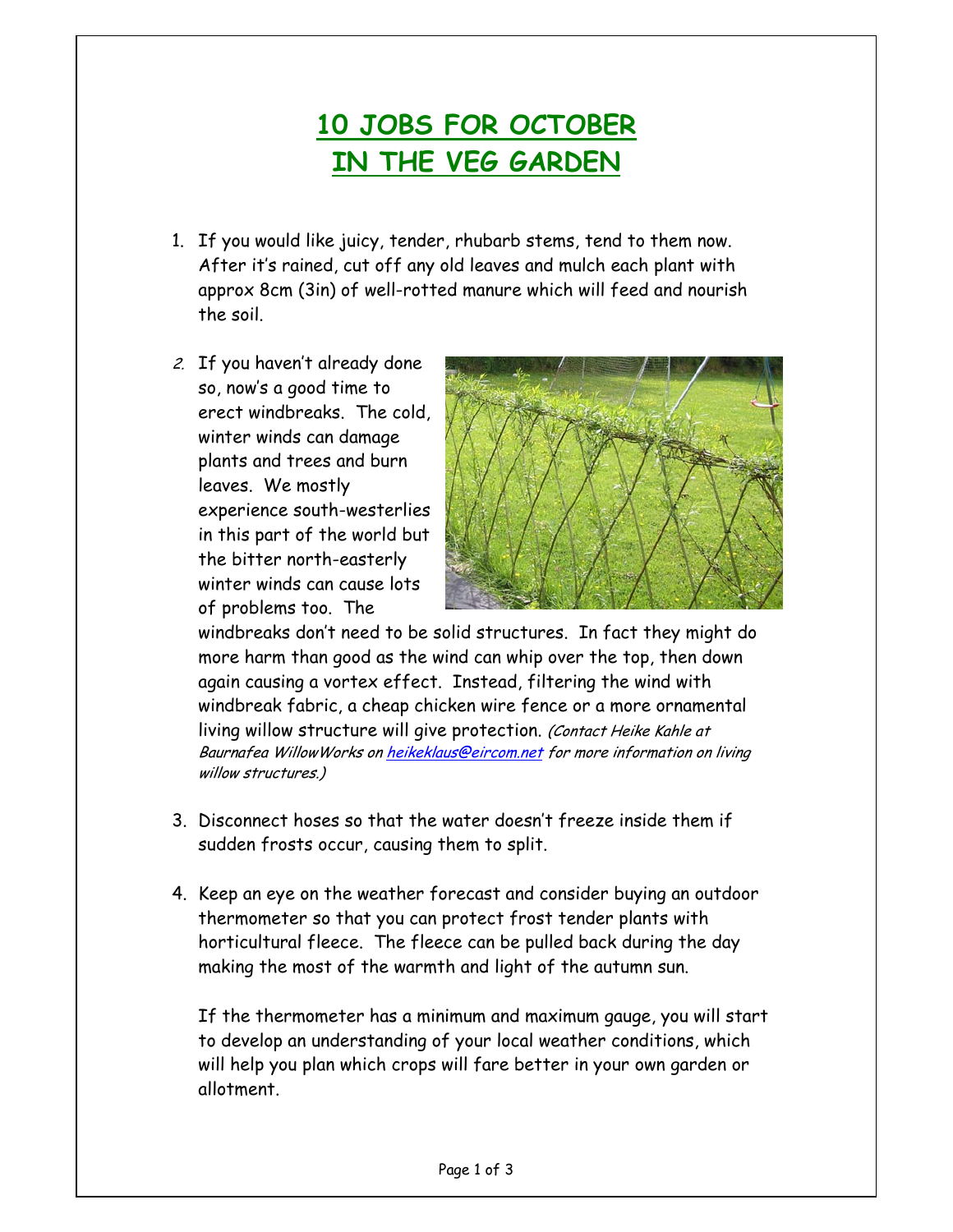# 10 JOBS FOR OCTOBER IN THE VEG GARDEN

1. If you would like juicy, tender, rhubarb stems, tend to them now. After it's rained, cut off any old leaves and mulch each plant with approx 8cm (3in) of well-rotted manure which will feed and nourish the soil.

2. If you haven't already done so, now's a good time to erect windbreaks. The cold, winter winds can damage plants and trees and burn leaves. We mostly experience south-westerlies in this part of the world but the bitter north-easterly winter winds can cause lots of problems too. The windbreaks don't need to be solid structures. In fact they might do more harm than good as the wind can whip over the top, then down again causing a vortex effect. Instead, filtering the wind with windbreak fabric, a cheap chicken wire fence or a more ornamental living willow structure will give protection. *(Contact Heike Kahle at Baurnafea WillowWorks on [heikeklaus@eircom.net](mailto:heikeklaus@eircom.net) for more information on living willow structures.)*

3. Disconnect hoses so that the water doesn't freeze inside them if sudden frosts occur, causing them to split.

4. Keep an eye on the weather forecast and consider buying an outdoor thermometer so that you can protect frost tender plants with horticultural fleece. The fleece can be pulled back during the day making the most of the warmth and light of the autumn sun.

   If the thermometer has a minimum and maximum gauge, you will start to develop an understanding of your local weather conditions, which will help you plan which crops will fare better in your own garden or allotment.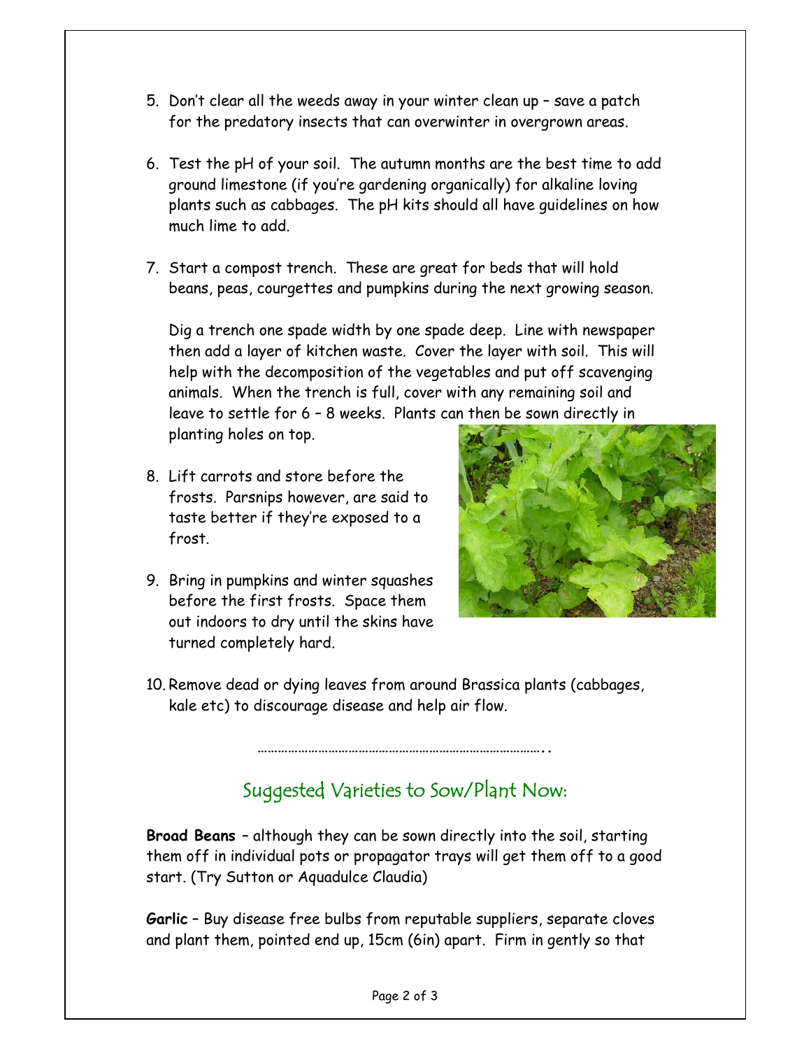5. Don't clear all the weeds away in your winter clean up – save a patch for the predatory insects that can overwinter in overgrown areas.

6. Test the pH of your soil. The autumn months are the best time to add ground limestone (if you're gardening organically) for alkaline loving plants such as cabbages. The pH kits should all have guidelines on how much lime to add.

7. Start a compost trench. These are great for beds that will hold beans, peas, courgettes and pumpkins during the next growing season.

   Dig a trench one spade width by one spade deep. Line with newspaper then add a layer of kitchen waste. Cover the layer with soil. This will help with the decomposition of the vegetables and put off scavenging animals. When the trench is full, cover with any remaining soil and leave to settle for 6 – 8 weeks. Plants can then be sown directly in planting holes on top.

8. Lift carrots and store before the frosts. Parsnips however, are said to taste better if they're exposed to a frost.

9. Bring in pumpkins and winter squashes before the first frosts. Space them out indoors to dry until the skins have turned completely hard.

10. Remove dead or dying leaves from around Brassica plants (cabbages, kale etc) to discourage disease and help air flow.

………………………………………………………………………..

## Suggested Varieties to Sow/Plant Now:

**Broad Beans** – although they can be sown directly into the soil, starting them off in individual pots or propagator trays will get them off to a good start. (Try Sutton or Aquadulce Claudia)

**Garlic** – Buy disease free bulbs from reputable suppliers, separate cloves and plant them, pointed end up, 15cm (6in) apart. Firm in gently so that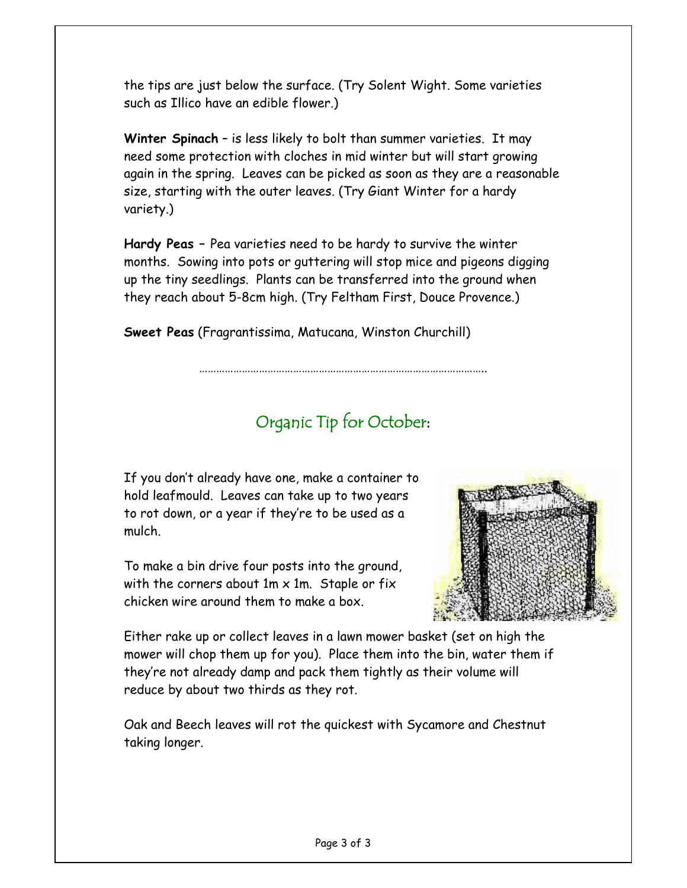the tips are just below the surface. (Try Solent Wight. Some varieties such as Illico have an edible flower.)

**Winter Spinach** – is less likely to bolt than summer varieties. It may need some protection with cloches in mid winter but will start growing again in the spring. Leaves can be picked as soon as they are a reasonable size, starting with the outer leaves. (Try Giant Winter for a hardy variety.)

**Hardy Peas** – Pea varieties need to be hardy to survive the winter months. Sowing into pots or guttering will stop mice and pigeons digging up the tiny seedlings. Plants can be transferred into the ground when they reach about 5-8cm high. (Try Feltham First, Douce Provence.)

**Sweet Peas** (Fragrantissima, Matucana, Winston Churchill)

……………………………………………………………………………………….

## Organic Tip for October:

If you don't already have one, make a container to hold leafmould. Leaves can take up to two years to rot down, or a year if they're to be used as a mulch.

To make a bin drive four posts into the ground, with the corners about 1m x 1m. Staple or fix chicken wire around them to make a box.

Either rake up or collect leaves in a lawn mower basket (set on high the mower will chop them up for you). Place them into the bin, water them if they're not already damp and pack them tightly as their volume will reduce by about two thirds as they rot.

Oak and Beech leaves will rot the quickest with Sycamore and Chestnut taking longer.